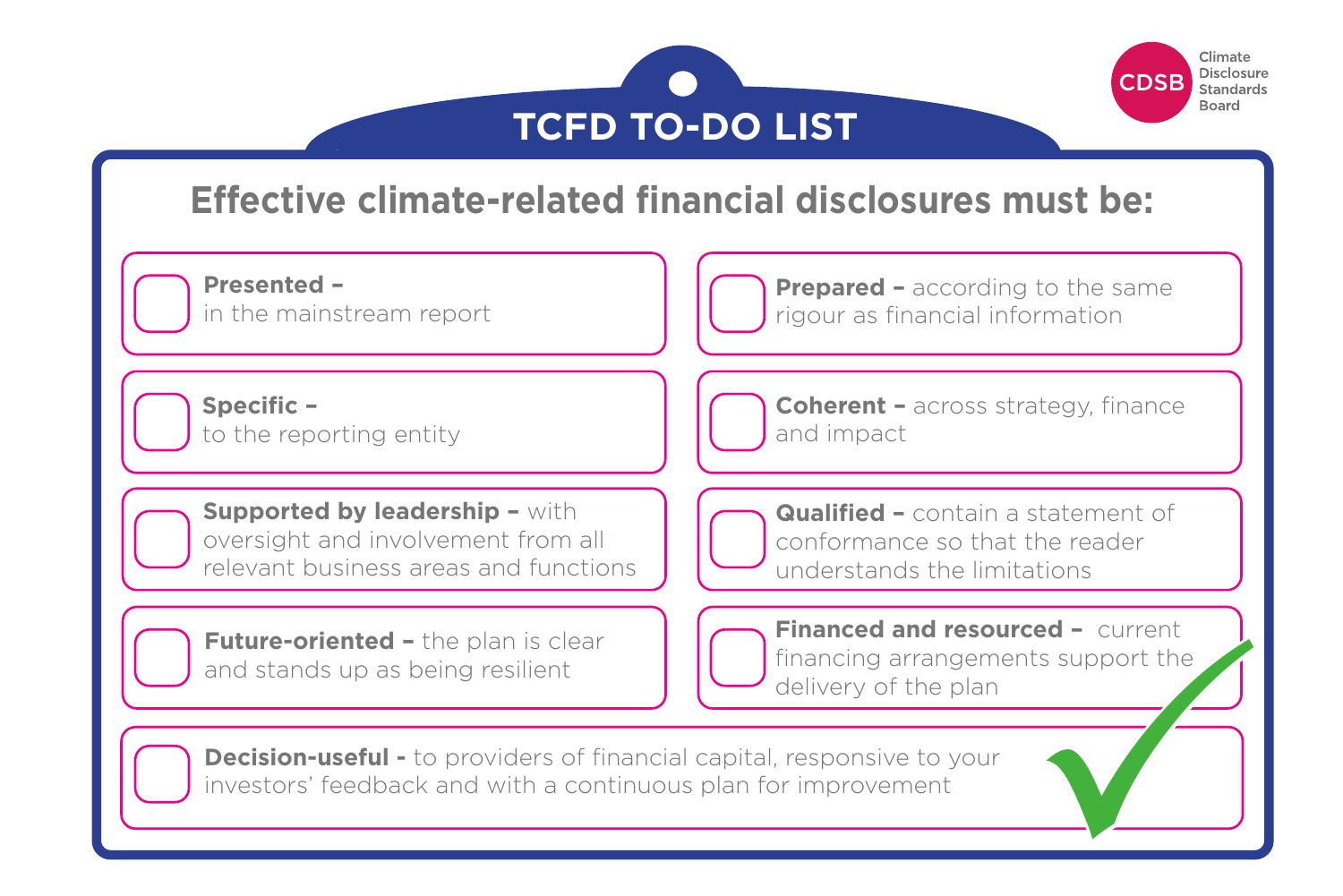Climate Disclosure Standards Board (CDSB)

# TCFD TO-DO LIST

## Effective climate-related financial disclosures must be:

- [ ] **Presented –** in the mainstream report
- [ ] **Prepared –** according to the same rigour as financial information
- [ ] **Specific –** to the reporting entity
- [ ] **Coherent –** across strategy, finance and impact
- [ ] **Supported by leadership –** with oversight and involvement from all relevant business areas and functions
- [ ] **Qualified –** contain a statement of conformance so that the reader understands the limitations
- [ ] **Future-oriented –** the plan is clear and stands up as being resilient
- [ ] **Financed and resourced –** current financing arrangements support the delivery of the plan
- [ ] **Decision-useful -** to providers of financial capital, responsive to your investors' feedback and with a continuous plan for improvement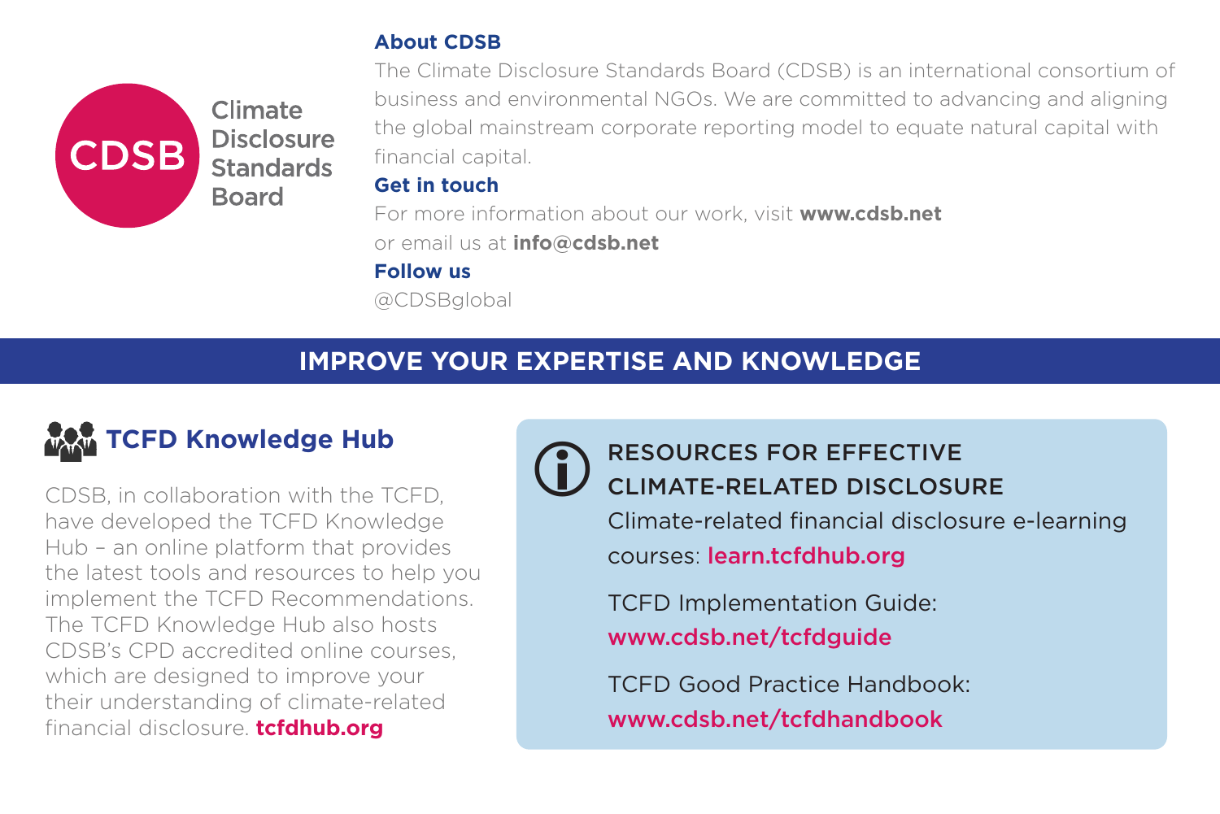CDSB Climate Disclosure Standards Board

## About CDSB

The Climate Disclosure Standards Board (CDSB) is an international consortium of business and environmental NGOs. We are committed to advancing and aligning the global mainstream corporate reporting model to equate natural capital with financial capital.

## Get in touch

For more information about our work, visit **www.cdsb.net** or email us at **info@cdsb.net**

## Follow us

@CDSBglobal

# IMPROVE YOUR EXPERTISE AND KNOWLEDGE

## TCFD Knowledge Hub

CDSB, in collaboration with the TCFD, have developed the TCFD Knowledge Hub – an online platform that provides the latest tools and resources to help you implement the TCFD Recommendations. The TCFD Knowledge Hub also hosts CDSB's CPD accredited online courses, which are designed to improve your their understanding of climate-related financial disclosure. **tcfdhub.org**

## RESOURCES FOR EFFECTIVE CLIMATE-RELATED DISCLOSURE

Climate-related financial disclosure e-learning courses: **learn.tcfdhub.org**

TCFD Implementation Guide: **www.cdsb.net/tcfdguide**

TCFD Good Practice Handbook: **www.cdsb.net/tcfdhandbook**